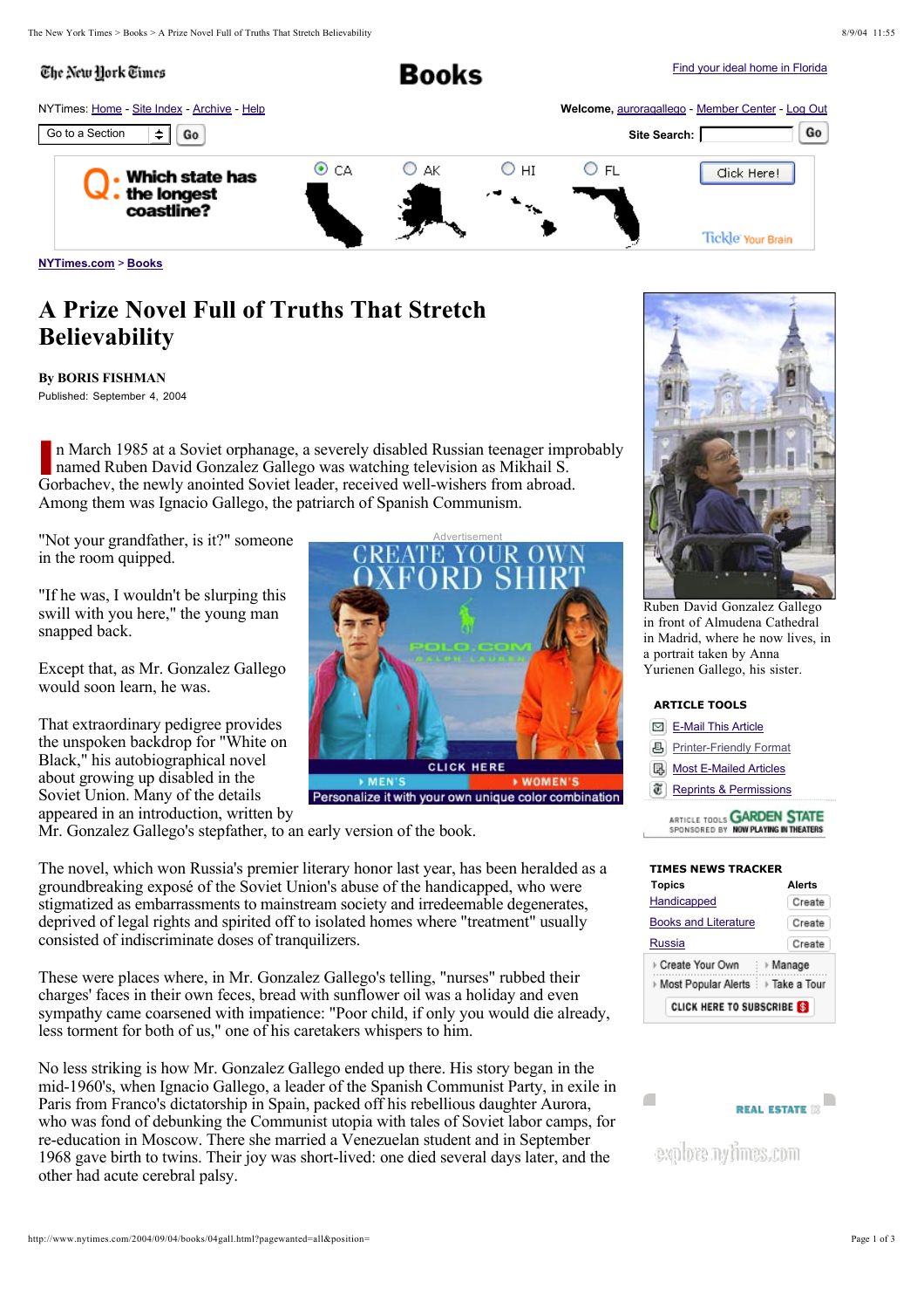# A Prize Novel Full of Truths That Stretch Believability

**By BORIS FISHMAN**
Published: September 4, 2004

In March 1985 at a Soviet orphanage, a severely disabled Russian teenager improbably named Ruben David Gonzalez Gallego was watching television as Mikhail S. Gorbachev, the newly anointed Soviet leader, received well-wishers from abroad. Among them was Ignacio Gallego, the patriarch of Spanish Communism.

"Not your grandfather, is it?" someone in the room quipped.

"If he was, I wouldn't be slurping this swill with you here," the young man snapped back.

Except that, as Mr. Gonzalez Gallego would soon learn, he was.

That extraordinary pedigree provides the unspoken backdrop for "White on Black," his autobiographical novel about growing up disabled in the Soviet Union. Many of the details appeared in an introduction, written by Mr. Gonzalez Gallego's stepfather, to an early version of the book.

The novel, which won Russia's premier literary honor last year, has been heralded as a groundbreaking exposé of the Soviet Union's abuse of the handicapped, who were stigmatized as embarrassments to mainstream society and irredeemable degenerates, deprived of legal rights and spirited off to isolated homes where "treatment" usually consisted of indiscriminate doses of tranquilizers.

These were places where, in Mr. Gonzalez Gallego's telling, "nurses" rubbed their charges' faces in their own feces, bread with sunflower oil was a holiday and even sympathy came coarsened with impatience: "Poor child, if only you would die already, less torment for both of us," one of his caretakers whispers to him.

No less striking is how Mr. Gonzalez Gallego ended up there. His story began in the mid-1960's, when Ignacio Gallego, a leader of the Spanish Communist Party, in exile in Paris from Franco's dictatorship in Spain, packed off his rebellious daughter Aurora, who was fond of debunking the Communist utopia with tales of Soviet labor camps, for re-education in Moscow. There she married a Venezuelan student and in September 1968 gave birth to twins. Their joy was short-lived: one died several days later, and the other had acute cerebral palsy.

Ruben David Gonzalez Gallego in front of Almudena Cathedral in Madrid, where he now lives, in a portrait taken by Anna Yurienen Gallego, his sister.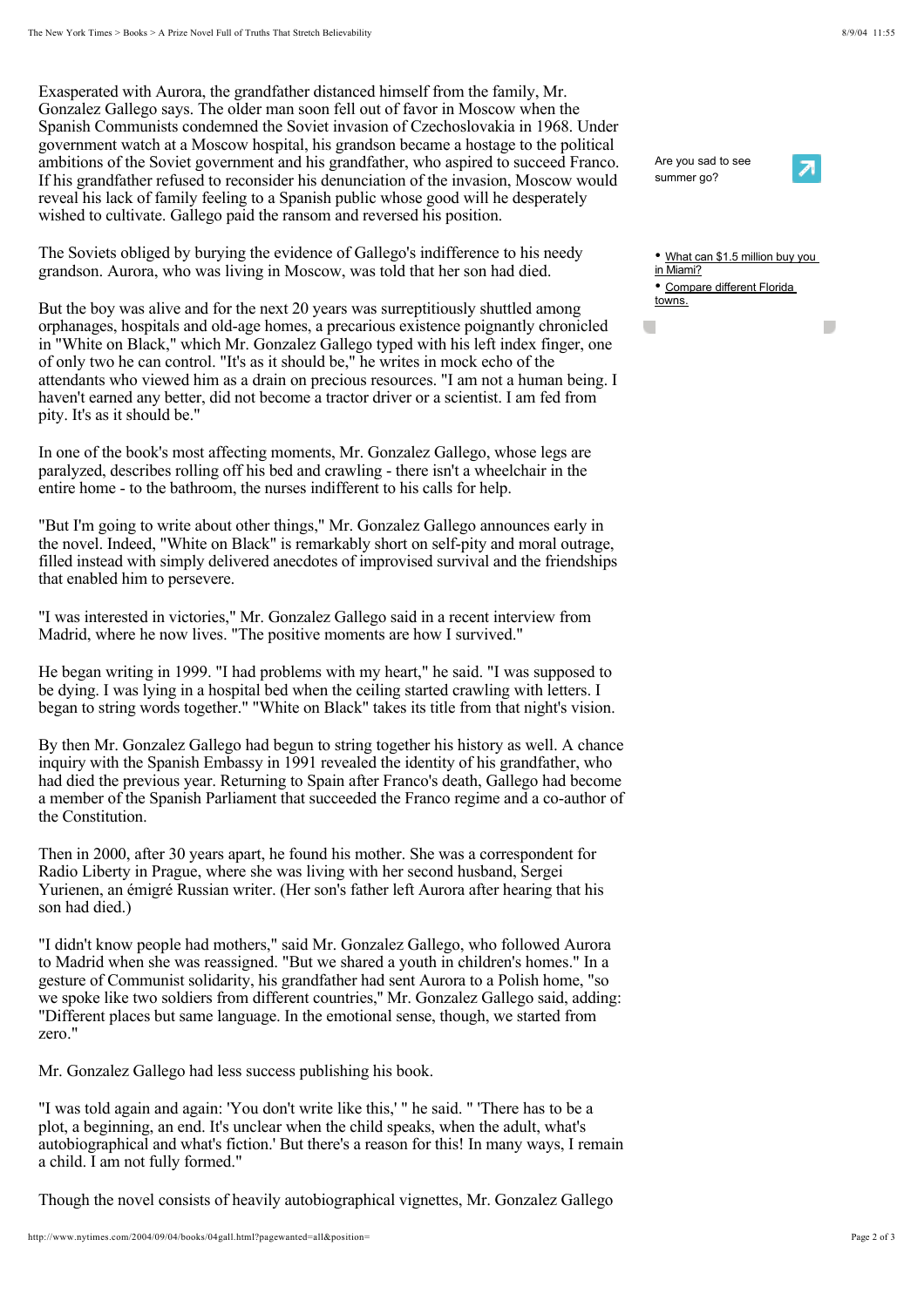Exasperated with Aurora, the grandfather distanced himself from the family, Mr. Gonzalez Gallego says. The older man soon fell out of favor in Moscow when the Spanish Communists condemned the Soviet invasion of Czechoslovakia in 1968. Under government watch at a Moscow hospital, his grandson became a hostage to the political ambitions of the Soviet government and his grandfather, who aspired to succeed Franco. If his grandfather refused to reconsider his denunciation of the invasion, Moscow would reveal his lack of family feeling to a Spanish public whose good will he desperately wished to cultivate. Gallego paid the ransom and reversed his position.

The Soviets obliged by burying the evidence of Gallego's indifference to his needy grandson. Aurora, who was living in Moscow, was told that her son had died.

But the boy was alive and for the next 20 years was surreptitiously shuttled among orphanages, hospitals and old-age homes, a precarious existence poignantly chronicled in "White on Black," which Mr. Gonzalez Gallego typed with his left index finger, one of only two he can control. "It's as it should be," he writes in mock echo of the attendants who viewed him as a drain on precious resources. "I am not a human being. I haven't earned any better, did not become a tractor driver or a scientist. I am fed from pity. It's as it should be."

In one of the book's most affecting moments, Mr. Gonzalez Gallego, whose legs are paralyzed, describes rolling off his bed and crawling - there isn't a wheelchair in the entire home - to the bathroom, the nurses indifferent to his calls for help.

"But I'm going to write about other things," Mr. Gonzalez Gallego announces early in the novel. Indeed, "White on Black" is remarkably short on self-pity and moral outrage, filled instead with simply delivered anecdotes of improvised survival and the friendships that enabled him to persevere.

"I was interested in victories," Mr. Gonzalez Gallego said in a recent interview from Madrid, where he now lives. "The positive moments are how I survived."

He began writing in 1999. "I had problems with my heart," he said. "I was supposed to be dying. I was lying in a hospital bed when the ceiling started crawling with letters. I began to string words together." "White on Black" takes its title from that night's vision.

By then Mr. Gonzalez Gallego had begun to string together his history as well. A chance inquiry with the Spanish Embassy in 1991 revealed the identity of his grandfather, who had died the previous year. Returning to Spain after Franco's death, Gallego had become a member of the Spanish Parliament that succeeded the Franco regime and a co-author of the Constitution.

Then in 2000, after 30 years apart, he found his mother. She was a correspondent for Radio Liberty in Prague, where she was living with her second husband, Sergei Yurienen, an émigré Russian writer. (Her son's father left Aurora after hearing that his son had died.)

"I didn't know people had mothers," said Mr. Gonzalez Gallego, who followed Aurora to Madrid when she was reassigned. "But we shared a youth in children's homes." In a gesture of Communist solidarity, his grandfather had sent Aurora to a Polish home, "so we spoke like two soldiers from different countries," Mr. Gonzalez Gallego said, adding: "Different places but same language. In the emotional sense, though, we started from zero."

Mr. Gonzalez Gallego had less success publishing his book.

"I was told again and again: 'You don't write like this,' " he said. " 'There has to be a plot, a beginning, an end. It's unclear when the child speaks, when the adult, what's autobiographical and what's fiction.' But there's a reason for this! In many ways, I remain a child. I am not fully formed."

Though the novel consists of heavily autobiographical vignettes, Mr. Gonzalez Gallego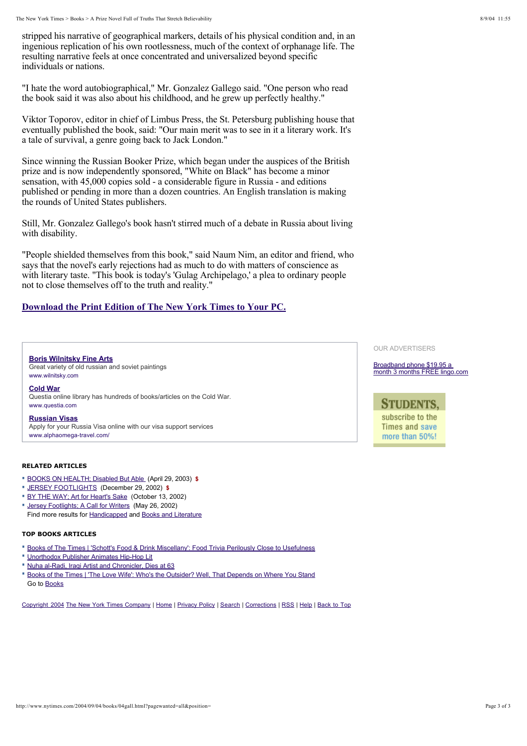stripped his narrative of geographical markers, details of his physical condition and, in an ingenious replication of his own rootlessness, much of the context of orphanage life. The resulting narrative feels at once concentrated and universalized beyond specific individuals or nations.

"I hate the word autobiographical," Mr. Gonzalez Gallego said. "One person who read the book said it was also about his childhood, and he grew up perfectly healthy."

Viktor Toporov, editor in chief of Limbus Press, the St. Petersburg publishing house that eventually published the book, said: "Our main merit was to see in it a literary work. It's a tale of survival, a genre going back to Jack London."

Since winning the Russian Booker Prize, which began under the auspices of the British prize and is now independently sponsored, "White on Black" has become a minor sensation, with 45,000 copies sold - a considerable figure in Russia - and editions published or pending in more than a dozen countries. An English translation is making the rounds of United States publishers.

Still, Mr. Gonzalez Gallego's book hasn't stirred much of a debate in Russia about living with disability.

"People shielded themselves from this book," said Naum Nim, an editor and friend, who says that the novel's early rejections had as much to do with matters of conscience as with literary taste. "This book is today's 'Gulag Archipelago,' a plea to ordinary people not to close themselves off to the truth and reality."

**Download the Print Edition of The New York Times to Your PC.**

**Boris Wilnitsky Fine Arts**
Great variety of old russian and soviet paintings
www.wilnitsky.com

**Cold War**
Questia online library has hundreds of books/articles on the Cold War.
www.questia.com

**Russian Visas**
Apply for your Russia Visa online with our visa support services
www.alphaomega-travel.com/

OUR ADVERTISERS

Broadband phone $19.95 a month 3 months FREE lingo.com

STUDENTS, subscribe to the Times and save more than 50%!

**RELATED ARTICLES**

- BOOKS ON HEALTH; Disabled But Able (April 29, 2003) $
- JERSEY FOOTLIGHTS (December 29, 2002) $
- BY THE WAY; Art for Heart's Sake (October 13, 2002)
- Jersey Footlights; A Call for Writers (May 26, 2002)

Find more results for Handicapped and Books and Literature

**TOP BOOKS ARTICLES**

- Books of The Times | 'Schott's Food & Drink Miscellany': Food Trivia Perilously Close to Usefulness
- Unorthodox Publisher Animates Hip-Hop Lit
- Nuha al-Radi, Iraqi Artist and Chronicler, Dies at 63
- Books of the Times | 'The Love Wife': Who's the Outsider? Well, That Depends on Where You Stand

Go to Books

Copyright 2004 The New York Times Company | Home | Privacy Policy | Search | Corrections | RSS | Help | Back to Top